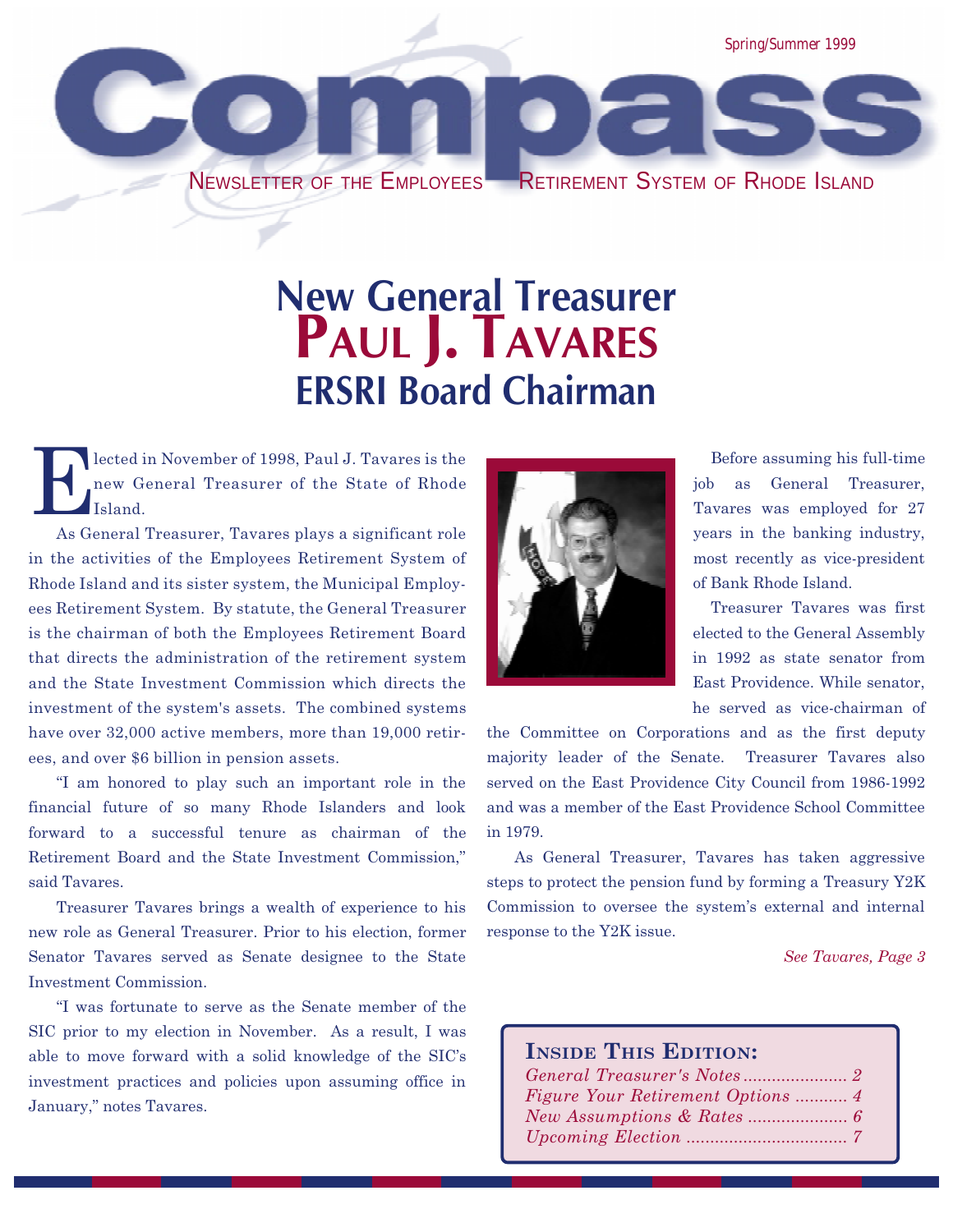Spring/Summer 1999

# Compass

NEWSLETTER OF THE EMPLOYEES' RETIREMENT SYSTEM OF RHODE ISLAND

# New General Treasurer PAUL J. TAVARES ERSRI Board Chairman

Elected in November of 1998, Paul J. Tavares is the new General Treasurer of the State of Rhode Island.

As General Treasurer, Tavares plays a significant role in the activities of the Employees Retirement System of Rhode Island and its sister system, the Municipal Employees Retirement System. By statute, the General Treasurer is the chairman of both the Employees Retirement Board that directs the administration of the retirement system and the State Investment Commission which directs the investment of the system's assets. The combined systems have over 32,000 active members, more than 19,000 retirees, and over $6 billion in pension assets.

"I am honored to play such an important role in the financial future of so many Rhode Islanders and look forward to a successful tenure as chairman of the Retirement Board and the State Investment Commission," said Tavares.

Treasurer Tavares brings a wealth of experience to his new role as General Treasurer. Prior to his election, former Senator Tavares served as Senate designee to the State Investment Commission.

"I was fortunate to serve as the Senate member of the SIC prior to my election in November. As a result, I was able to move forward with a solid knowledge of the SIC's investment practices and policies upon assuming office in January," notes Tavares.

Before assuming his full-time job as General Treasurer, Tavares was employed for 27 years in the banking industry, most recently as vice-president of Bank Rhode Island.

Treasurer Tavares was first elected to the General Assembly in 1992 as state senator from East Providence. While senator, he served as vice-chairman of the Committee on Corporations and as the first deputy majority leader of the Senate. Treasurer Tavares also served on the East Providence City Council from 1986-1992 and was a member of the East Providence School Committee in 1979.

As General Treasurer, Tavares has taken aggressive steps to protect the pension fund by forming a Treasury Y2K Commission to oversee the system's external and internal response to the Y2K issue.

*See Tavares, Page 3*

**INSIDE THIS EDITION:**

*General Treasurer's Notes ...................... 2*
*Figure Your Retirement Options ........... 4*
*New Assumptions & Rates ..................... 6*
*Upcoming Election .................................. 7*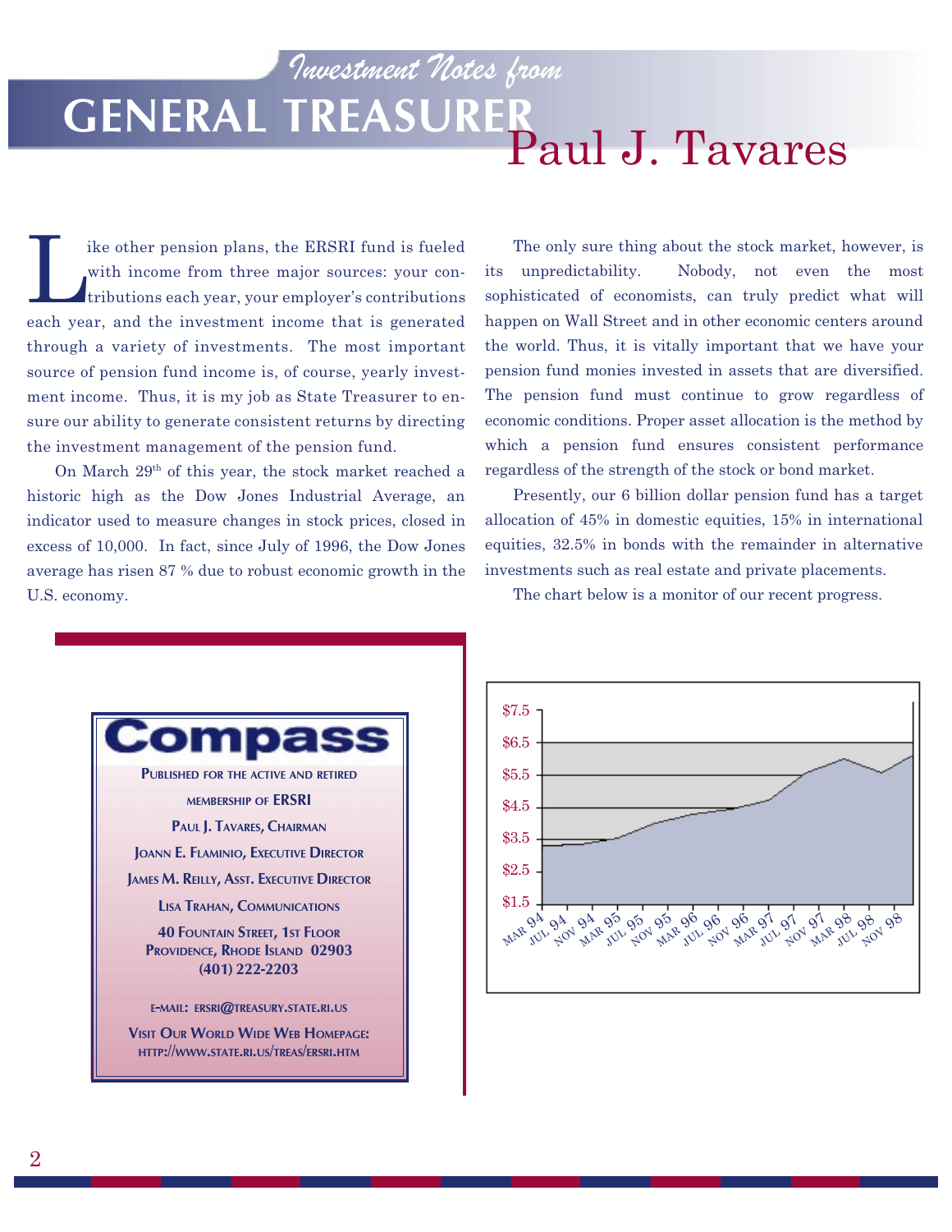*Investment Notes from*

# GENERAL TREASURER Paul J. Tavares

Like other pension plans, the ERSRI fund is fueled with income from three major sources: your contributions each year, your employer's contributions each year, and the investment income that is generated through a variety of investments. The most important source of pension fund income is, of course, yearly investment income. Thus, it is my job as State Treasurer to ensure our ability to generate consistent returns by directing the investment management of the pension fund.

On March 29th of this year, the stock market reached a historic high as the Dow Jones Industrial Average, an indicator used to measure changes in stock prices, closed in excess of 10,000. In fact, since July of 1996, the Dow Jones average has risen 87 % due to robust economic growth in the U.S. economy.

The only sure thing about the stock market, however, is its unpredictability. Nobody, not even the most sophisticated of economists, can truly predict what will happen on Wall Street and in other economic centers around the world. Thus, it is vitally important that we have your pension fund monies invested in assets that are diversified. The pension fund must continue to grow regardless of economic conditions. Proper asset allocation is the method by which a pension fund ensures consistent performance regardless of the strength of the stock or bond market.

Presently, our 6 billion dollar pension fund has a target allocation of 45% in domestic equities, 15% in international equities, 32.5% in bonds with the remainder in alternative investments such as real estate and private placements.

The chart below is a monitor of our recent progress.

$7.5, $6.5, $5.5, $4.5, $3.5, $2.5, $1.5

MAR 94, JUL 94, NOV 94, MAR 95, JUL 95, NOV 95, MAR 96, JUL 96, NOV 96, MAR 97, JUL 97, NOV 97, MAR 98, JUL 98, NOV 98

## Compass

PUBLISHED FOR THE ACTIVE AND RETIRED MEMBERSHIP OF ERSRI

PAUL J. TAVARES, CHAIRMAN

JOANN E. FLAMINIO, EXECUTIVE DIRECTOR

JAMES M. REILLY, ASST. EXECUTIVE DIRECTOR

LISA TRAHAN, COMMUNICATIONS

40 FOUNTAIN STREET, 1ST FLOOR
PROVIDENCE, RHODE ISLAND 02903
(401) 222-2203

E-MAIL: ERSRI@TREASURY.STATE.RI.US

VISIT OUR WORLD WIDE WEB HOMEPAGE:
HTTP://WWW.STATE.RI.US/TREAS/ERSRI.HTM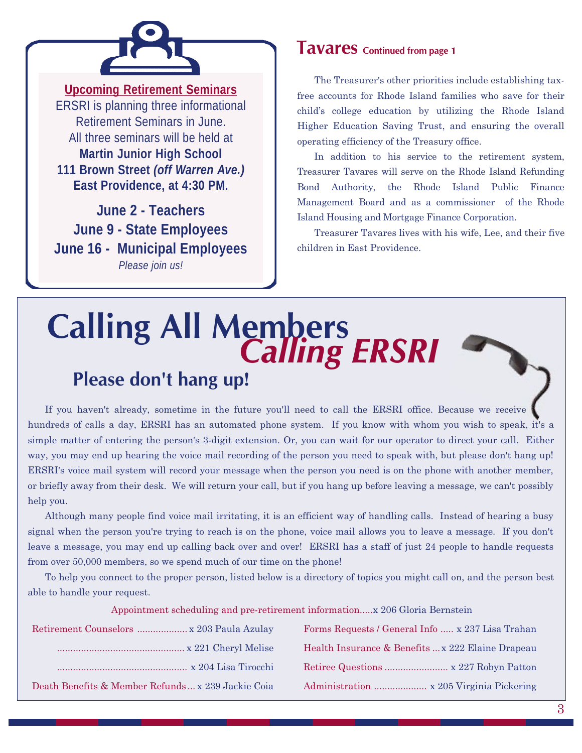## Upcoming Retirement Seminars

ERSRI is planning three informational Retirement Seminars in June. All three seminars will be held at **Martin Junior High School 111 Brown Street *(off Warren Ave.)* East Providence, at 4:30 PM.**

**June 2 - Teachers**
**June 9 - State Employees**
**June 16 - Municipal Employees**

*Please join us!*

## Tavares Continued from page 1

The Treasurer's other priorities include establishing tax-free accounts for Rhode Island families who save for their child's college education by utilizing the Rhode Island Higher Education Saving Trust, and ensuring the overall operating efficiency of the Treasury office.

In addition to his service to the retirement system, Treasurer Tavares will serve on the Rhode Island Refunding Bond Authority, the Rhode Island Public Finance Management Board and as a commissioner of the Rhode Island Housing and Mortgage Finance Corporation.

Treasurer Tavares lives with his wife, Lee, and their five children in East Providence.

# Calling All Members *Calling ERSRI*

## Please don't hang up!

If you haven't already, sometime in the future you'll need to call the ERSRI office. Because we receive hundreds of calls a day, ERSRI has an automated phone system. If you know with whom you wish to speak, it's a simple matter of entering the person's 3-digit extension. Or, you can wait for our operator to direct your call. Either way, you may end up hearing the voice mail recording of the person you need to speak with, but please don't hang up! ERSRI's voice mail system will record your message when the person you need is on the phone with another member, or briefly away from their desk. We will return your call, but if you hang up before leaving a message, we can't possibly help you.

Although many people find voice mail irritating, it is an efficient way of handling calls. Instead of hearing a busy signal when the person you're trying to reach is on the phone, voice mail allows you to leave a message. If you don't leave a message, you may end up calling back over and over! ERSRI has a staff of just 24 people to handle requests from over 50,000 members, so we spend much of our time on the phone!

To help you connect to the proper person, listed below is a directory of topics you might call on, and the person best able to handle your request.

Appointment scheduling and pre-retirement information.....x 206 Gloria Bernstein

- Retirement Counselors .................. x 203 Paula Azulay
- ................................................ x 221 Cheryl Melise
- ................................................ x 204 Lisa Tirocchi
- Death Benefits & Member Refunds ... x 239 Jackie Coia
- Forms Requests / General Info ..... x 237 Lisa Trahan
- Health Insurance & Benefits ... x 222 Elaine Drapeau
- Retiree Questions ........................ x 227 Robyn Patton
- Administration .................... x 205 Virginia Pickering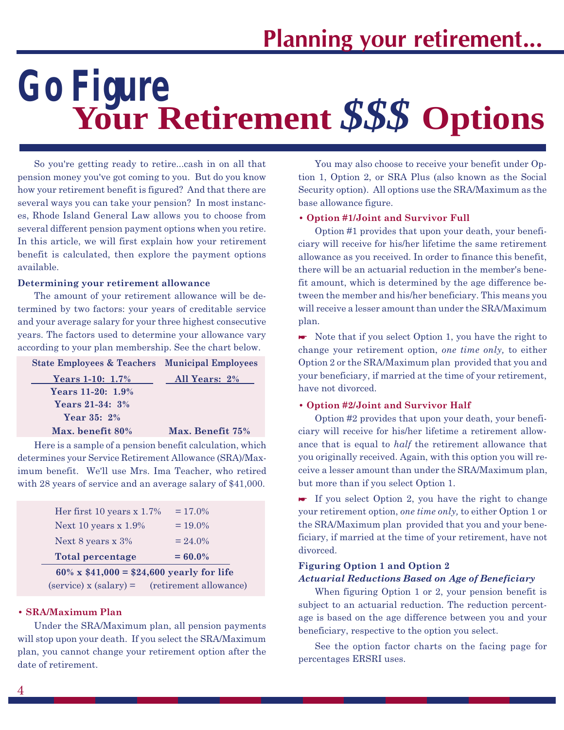Planning your retirement...

# Go Figure Your Retirement $$$ Options

So you're getting ready to retire...cash in on all that pension money you've got coming to you. But do you know how your retirement benefit is figured? And that there are several ways you can take your pension? In most instances, Rhode Island General Law allows you to choose from several different pension payment options when you retire. In this article, we will first explain how your retirement benefit is calculated, then explore the payment options available.

**Determining your retirement allowance**

The amount of your retirement allowance will be determined by two factors: your years of creditable service and your average salary for your three highest consecutive years. The factors used to determine your allowance vary according to your plan membership. See the chart below.

| State Employees & Teachers | Municipal Employees |
|---|---|
| **Years 1-10: 1.7%** | **All Years: 2%** |
| **Years 11-20: 1.9%** | |
| **Years 21-34: 3%** | |
| **Year 35: 2%** | |
| **Max. benefit 80%** | **Max. Benefit 75%** |

Here is a sample of a pension benefit calculation, which determines your Service Retirement Allowance (SRA)/Maximum benefit. We'll use Mrs. Ima Teacher, who retired with 28 years of service and an average salary of $41,000.

| | |
|---|---|
| Her first 10 years x 1.7% | = 17.0% |
| Next 10 years x 1.9% | = 19.0% |
| Next 8 years x 3% | = 24.0% |
| **Total percentage** | **= 60.0%** |

**60% x $41,000 = $24,600 yearly for life**
(service) x (salary) = (retirement allowance)

**• SRA/Maximum Plan**

Under the SRA/Maximum plan, all pension payments will stop upon your death. If you select the SRA/Maximum plan, you cannot change your retirement option after the date of retirement.

You may also choose to receive your benefit under Option 1, Option 2, or SRA Plus (also known as the Social Security option). All options use the SRA/Maximum as the base allowance figure.

**• Option #1/Joint and Survivor Full**

Option #1 provides that upon your death, your beneficiary will receive for his/her lifetime the same retirement allowance as you received. In order to finance this benefit, there will be an actuarial reduction in the member's benefit amount, which is determined by the age difference between the member and his/her beneficiary. This means you will receive a lesser amount than under the SRA/Maximum plan.

☛ Note that if you select Option 1, you have the right to change your retirement option, *one time only,* to either Option 2 or the SRA/Maximum plan provided that you and your beneficiary, if married at the time of your retirement, have not divorced.

**• Option #2/Joint and Survivor Half**

Option #2 provides that upon your death, your beneficiary will receive for his/her lifetime a retirement allowance that is equal to *half* the retirement allowance that you originally received. Again, with this option you will receive a lesser amount than under the SRA/Maximum plan, but more than if you select Option 1.

☛ If you select Option 2, you have the right to change your retirement option, *one time only,* to either Option 1 or the SRA/Maximum plan provided that you and your beneficiary, if married at the time of your retirement, have not divorced.

**Figuring Option 1 and Option 2**
***Actuarial Reductions Based on Age of Beneficiary***

When figuring Option 1 or 2, your pension benefit is subject to an actuarial reduction. The reduction percentage is based on the age difference between you and your beneficiary, respective to the option you select.

See the option factor charts on the facing page for percentages ERSRI uses.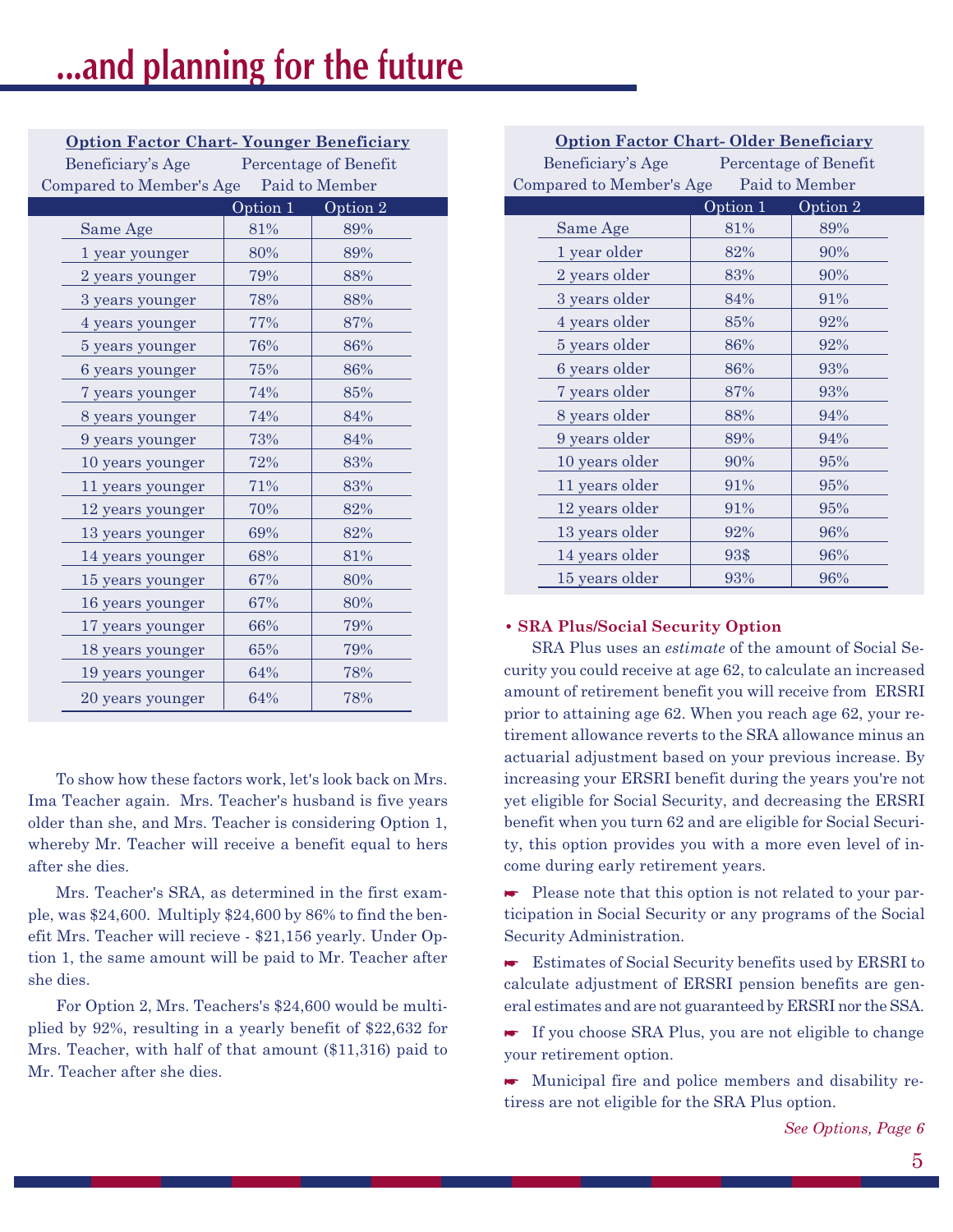# ...and planning for the future

**Option Factor Chart- Younger Beneficiary**

| Beneficiary's Age Compared to Member's Age | Percentage of Benefit Paid to Member | |
|---|---|---|
| | Option 1 | Option 2 |
| Same Age | 81% | 89% |
| 1 year younger | 80% | 89% |
| 2 years younger | 79% | 88% |
| 3 years younger | 78% | 88% |
| 4 years younger | 77% | 87% |
| 5 years younger | 76% | 86% |
| 6 years younger | 75% | 86% |
| 7 years younger | 74% | 85% |
| 8 years younger | 74% | 84% |
| 9 years younger | 73% | 84% |
| 10 years younger | 72% | 83% |
| 11 years younger | 71% | 83% |
| 12 years younger | 70% | 82% |
| 13 years younger | 69% | 82% |
| 14 years younger | 68% | 81% |
| 15 years younger | 67% | 80% |
| 16 years younger | 67% | 80% |
| 17 years younger | 66% | 79% |
| 18 years younger | 65% | 79% |
| 19 years younger | 64% | 78% |
| 20 years younger | 64% | 78% |

To show how these factors work, let's look back on Mrs. Ima Teacher again. Mrs. Teacher's husband is five years older than she, and Mrs. Teacher is considering Option 1, whereby Mr. Teacher will receive a benefit equal to hers after she dies.

Mrs. Teacher's SRA, as determined in the first example, was $24,600. Multiply $24,600 by 86% to find the benefit Mrs. Teacher will recieve - $21,156 yearly. Under Option 1, the same amount will be paid to Mr. Teacher after she dies.

For Option 2, Mrs. Teachers's $24,600 would be multiplied by 92%, resulting in a yearly benefit of $22,632 for Mrs. Teacher, with half of that amount ($11,316) paid to Mr. Teacher after she dies.

**Option Factor Chart- Older Beneficiary**

| Beneficiary's Age Compared to Member's Age | Percentage of Benefit Paid to Member | |
|---|---|---|
| | Option 1 | Option 2 |
| Same Age | 81% | 89% |
| 1 year older | 82% | 90% |
| 2 years older | 83% | 90% |
| 3 years older | 84% | 91% |
| 4 years older | 85% | 92% |
| 5 years older | 86% | 92% |
| 6 years older | 86% | 93% |
| 7 years older | 87% | 93% |
| 8 years older | 88% | 94% |
| 9 years older | 89% | 94% |
| 10 years older | 90% | 95% |
| 11 years older | 91% | 95% |
| 12 years older | 91% | 95% |
| 13 years older | 92% | 96% |
| 14 years older | 93$ | 96% |
| 15 years older | 93% | 96% |

**• SRA Plus/Social Security Option**

SRA Plus uses an *estimate* of the amount of Social Security you could receive at age 62, to calculate an increased amount of retirement benefit you will receive from ERSRI prior to attaining age 62. When you reach age 62, your retirement allowance reverts to the SRA allowance minus an actuarial adjustment based on your previous increase. By increasing your ERSRI benefit during the years you're not yet eligible for Social Security, and decreasing the ERSRI benefit when you turn 62 and are eligible for Social Security, this option provides you with a more even level of income during early retirement years.

☛ Please note that this option is not related to your participation in Social Security or any programs of the Social Security Administration.

☛ Estimates of Social Security benefits used by ERSRI to calculate adjustment of ERSRI pension benefits are general estimates and are not guaranteed by ERSRI nor the SSA.

☛ If you choose SRA Plus, you are not eligible to change your retirement option.

☛ Municipal fire and police members and disability retiress are not eligible for the SRA Plus option.

*See Options, Page 6*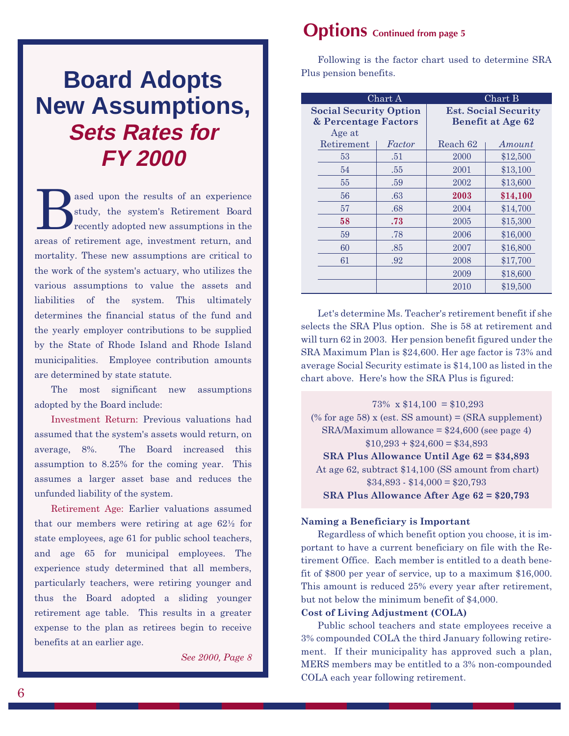# Board Adopts New Assumptions, *Sets Rates for FY 2000*

Based upon the results of an experience study, the system's Retirement Board recently adopted new assumptions in the areas of retirement age, investment return, and mortality. These new assumptions are critical to the work of the system's actuary, who utilizes the various assumptions to value the assets and liabilities of the system. This ultimately determines the financial status of the fund and the yearly employer contributions to be supplied by the State of Rhode Island and Rhode Island municipalities. Employee contribution amounts are determined by state statute.

The most significant new assumptions adopted by the Board include:

Investment Return: Previous valuations had assumed that the system's assets would return, on average, 8%. The Board increased this assumption to 8.25% for the coming year. This assumes a larger asset base and reduces the unfunded liability of the system.

Retirement Age: Earlier valuations assumed that our members were retiring at age 62½ for state employees, age 61 for public school teachers, and age 65 for municipal employees. The experience study determined that all members, particularly teachers, were retiring younger and thus the Board adopted a sliding younger retirement age table. This results in a greater expense to the plan as retirees begin to receive benefits at an earlier age.

*See 2000, Page 8*

# Options Continued from page 5

Following is the factor chart used to determine SRA Plus pension benefits.

| Chart A | | Chart B | |
|---|---|---|---|
| **Social Security Option & Percentage Factors** | | **Est. Social Security Benefit at Age 62** | |
| Age at Retirement | *Factor* | Reach 62 | *Amount* |
| 53 | .51 | 2000 | $12,500 |
| 54 | .55 | 2001 | $13,100 |
| 55 | .59 | 2002 | $13,600 |
| 56 | .63 | **2003** | **$14,100** |
| 57 | .68 | 2004 | $14,700 |
| **58** | **.73** | 2005 | $15,300 |
| 59 | .78 | 2006 | $16,000 |
| 60 | .85 | 2007 | $16,800 |
| 61 | .92 | 2008 | $17,700 |
| | | 2009 | $18,600 |
| | | 2010 | $19,500 |

Let's determine Ms. Teacher's retirement benefit if she selects the SRA Plus option. She is 58 at retirement and will turn 62 in 2003. Her pension benefit figured under the SRA Maximum Plan is $24,600. Her age factor is 73% and average Social Security estimate is $14,100 as listed in the chart above. Here's how the SRA Plus is figured:

73% x $14,100 = $10,293
(% for age 58) x (est. SS amount) = (SRA supplement)
SRA/Maximum allowance = $24,600 (see page 4)
$10,293 + $24,600 = $34,893
**SRA Plus Allowance Until Age 62 = $34,893**
At age 62, subtract $14,100 (SS amount from chart)
$34,893 - $14,000 = $20,793
**SRA Plus Allowance After Age 62 = $20,793**

### Naming a Beneficiary is Important

Regardless of which benefit option you choose, it is important to have a current beneficiary on file with the Retirement Office. Each member is entitled to a death benefit of $800 per year of service, up to a maximum $16,000. This amount is reduced 25% every year after retirement, but not below the minimum benefit of $4,000.

### Cost of Living Adjustment (COLA)

Public school teachers and state employees receive a 3% compounded COLA the third January following retirement. If their municipality has approved such a plan, MERS members may be entitled to a 3% non-compounded COLA each year following retirement.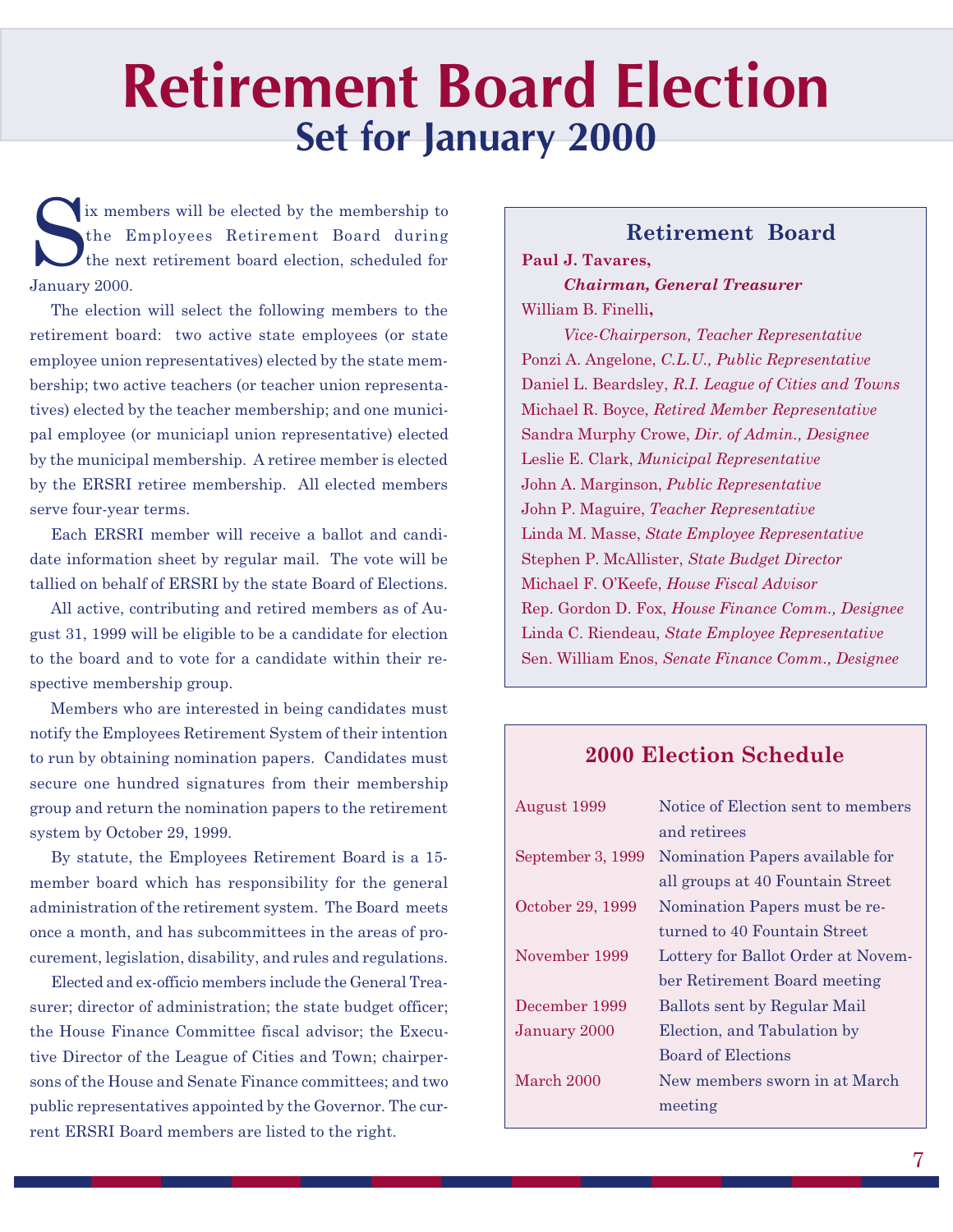# Retirement Board Election

## Set for January 2000

Six members will be elected by the membership to the Employees Retirement Board during the next retirement board election, scheduled for January 2000.

The election will select the following members to the retirement board: two active state employees (or state employee union representatives) elected by the state membership; two active teachers (or teacher union representatives) elected by the teacher membership; and one municipal employee (or municiapl union representative) elected by the municipal membership. A retiree member is elected by the ERSRI retiree membership. All elected members serve four-year terms.

Each ERSRI member will receive a ballot and candidate information sheet by regular mail. The vote will be tallied on behalf of ERSRI by the state Board of Elections.

All active, contributing and retired members as of August 31, 1999 will be eligible to be a candidate for election to the board and to vote for a candidate within their respective membership group.

Members who are interested in being candidates must notify the Employees Retirement System of their intention to run by obtaining nomination papers. Candidates must secure one hundred signatures from their membership group and return the nomination papers to the retirement system by October 29, 1999.

By statute, the Employees Retirement Board is a 15-member board which has responsibility for the general administration of the retirement system. The Board meets once a month, and has subcommittees in the areas of procurement, legislation, disability, and rules and regulations.

Elected and ex-officio members include the General Treasurer; director of administration; the state budget officer; the House Finance Committee fiscal advisor; the Executive Director of the League of Cities and Town; chairpersons of the House and Senate Finance committees; and two public representatives appointed by the Governor. The current ERSRI Board members are listed to the right.

### Retirement Board

**Paul J. Tavares,**
***Chairman, General Treasurer***

William B. Finelli,
*Vice-Chairperson, Teacher Representative*

Ponzi A. Angelone, *C.L.U., Public Representative*

Daniel L. Beardsley, *R.I. League of Cities and Towns*

Michael R. Boyce, *Retired Member Representative*

Sandra Murphy Crowe, *Dir. of Admin., Designee*

Leslie E. Clark, *Municipal Representative*

John A. Marginson, *Public Representative*

John P. Maguire, *Teacher Representative*

Linda M. Masse, *State Employee Representative*

Stephen P. McAllister, *State Budget Director*

Michael F. O'Keefe, *House Fiscal Advisor*

Rep. Gordon D. Fox, *House Finance Comm., Designee*

Linda C. Riendeau, *State Employee Representative*

Sen. William Enos, *Senate Finance Comm., Designee*

### 2000 Election Schedule

| | |
|---|---|
| August 1999 | Notice of Election sent to members and retirees |
| September 3, 1999 | Nomination Papers available for all groups at 40 Fountain Street |
| October 29, 1999 | Nomination Papers must be returned to 40 Fountain Street |
| November 1999 | Lottery for Ballot Order at November Retirement Board meeting |
| December 1999 | Ballots sent by Regular Mail |
| January 2000 | Election, and Tabulation by Board of Elections |
| March 2000 | New members sworn in at March meeting |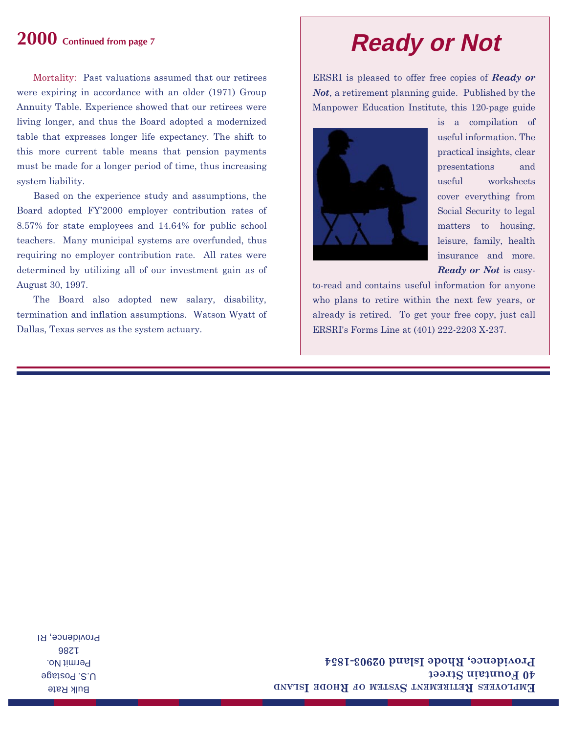## 2000 Continued from page 7

Mortality: Past valuations assumed that our retirees were expiring in accordance with an older (1971) Group Annuity Table. Experience showed that our retirees were living longer, and thus the Board adopted a modernized table that expresses longer life expectancy. The shift to this more current table means that pension payments must be made for a longer period of time, thus increasing system liability.

Based on the experience study and assumptions, the Board adopted FY'2000 employer contribution rates of 8.57% for state employees and 14.64% for public school teachers. Many municipal systems are overfunded, thus requiring no employer contribution rate. All rates were determined by utilizing all of our investment gain as of August 30, 1997.

The Board also adopted new salary, disability, termination and inflation assumptions. Watson Wyatt of Dallas, Texas serves as the system actuary.

# Ready or Not

ERSRI is pleased to offer free copies of ***Ready or Not***, a retirement planning guide. Published by the Manpower Education Institute, this 120-page guide is a compilation of useful information. The practical insights, clear presentations and useful worksheets cover everything from Social Security to legal matters to housing, leisure, family, health insurance and more. ***Ready or Not*** is easy-to-read and contains useful information for anyone who plans to retire within the next few years, or already is retired. To get your free copy, just call ERSRI's Forms Line at (401) 222-2203 X-237.

**Employees Retirement System of Rhode Island**
**40 Fountain Street**
**Providence, Rhode Island 02903-1854**

Bulk Rate
U.S. Postage
Permit No.
1286
Providence, RI